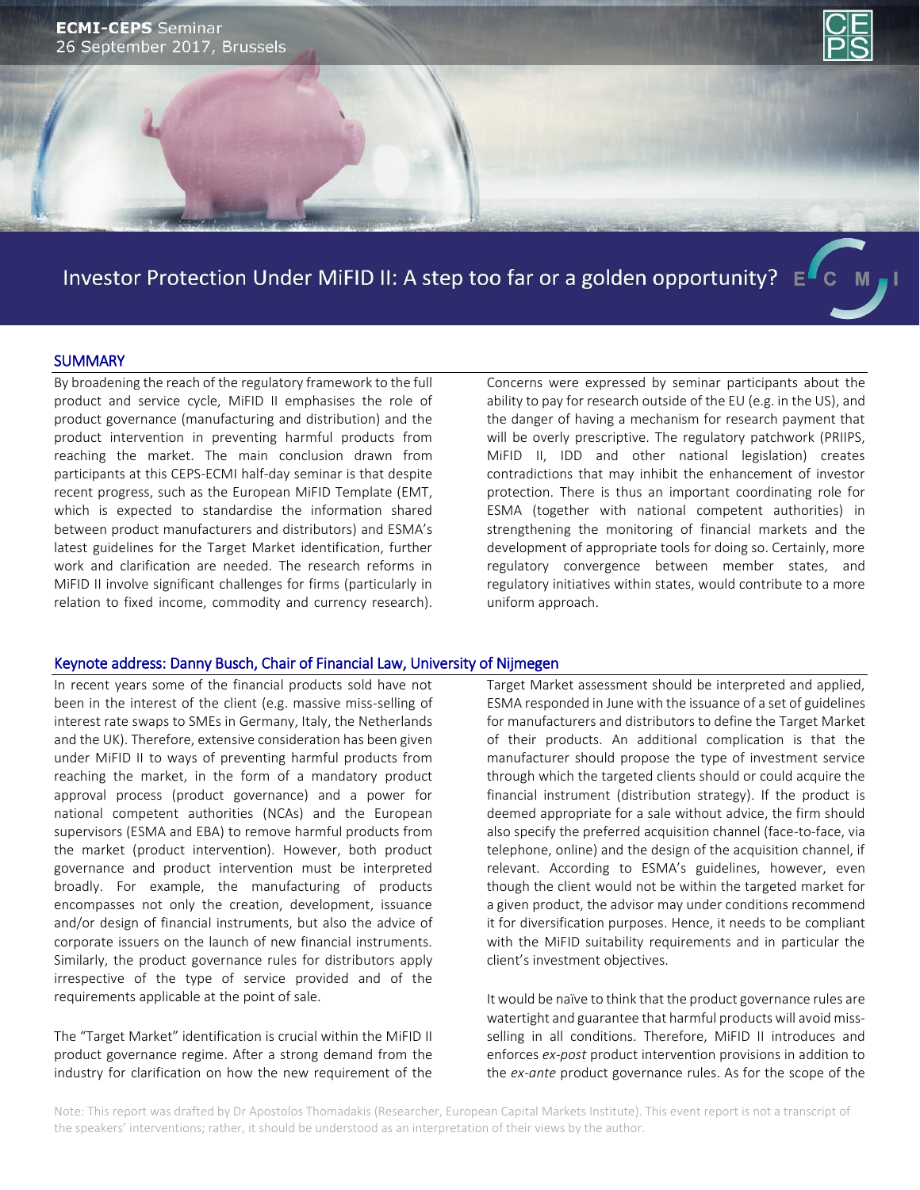**ECMI-CEPS** Seminar
26 September 2017, Brussels

# Investor Protection Under MiFID II: A step too far or a golden opportunity?

## SUMMARY

By broadening the reach of the regulatory framework to the full product and service cycle, MiFID II emphasises the role of product governance (manufacturing and distribution) and the product intervention in preventing harmful products from reaching the market. The main conclusion drawn from participants at this CEPS-ECMI half-day seminar is that despite recent progress, such as the European MiFID Template (EMT, which is expected to standardise the information shared between product manufacturers and distributors) and ESMA's latest guidelines for the Target Market identification, further work and clarification are needed. The research reforms in MiFID II involve significant challenges for firms (particularly in relation to fixed income, commodity and currency research). Concerns were expressed by seminar participants about the ability to pay for research outside of the EU (e.g. in the US), and the danger of having a mechanism for research payment that will be overly prescriptive. The regulatory patchwork (PRIIPS, MiFID II, IDD and other national legislation) creates contradictions that may inhibit the enhancement of investor protection. There is thus an important coordinating role for ESMA (together with national competent authorities) in strengthening the monitoring of financial markets and the development of appropriate tools for doing so. Certainly, more regulatory convergence between member states, and regulatory initiatives within states, would contribute to a more uniform approach.

## Keynote address: Danny Busch, Chair of Financial Law, University of Nijmegen

In recent years some of the financial products sold have not been in the interest of the client (e.g. massive miss-selling of interest rate swaps to SMEs in Germany, Italy, the Netherlands and the UK). Therefore, extensive consideration has been given under MiFID II to ways of preventing harmful products from reaching the market, in the form of a mandatory product approval process (product governance) and a power for national competent authorities (NCAs) and the European supervisors (ESMA and EBA) to remove harmful products from the market (product intervention). However, both product governance and product intervention must be interpreted broadly. For example, the manufacturing of products encompasses not only the creation, development, issuance and/or design of financial instruments, but also the advice of corporate issuers on the launch of new financial instruments. Similarly, the product governance rules for distributors apply irrespective of the type of service provided and of the requirements applicable at the point of sale.

The "Target Market" identification is crucial within the MiFID II product governance regime. After a strong demand from the industry for clarification on how the new requirement of the Target Market assessment should be interpreted and applied, ESMA responded in June with the issuance of a set of guidelines for manufacturers and distributors to define the Target Market of their products. An additional complication is that the manufacturer should propose the type of investment service through which the targeted clients should or could acquire the financial instrument (distribution strategy). If the product is deemed appropriate for a sale without advice, the firm should also specify the preferred acquisition channel (face-to-face, via telephone, online) and the design of the acquisition channel, if relevant. According to ESMA's guidelines, however, even though the client would not be within the targeted market for a given product, the advisor may under conditions recommend it for diversification purposes. Hence, it needs to be compliant with the MiFID suitability requirements and in particular the client's investment objectives.

It would be naïve to think that the product governance rules are watertight and guarantee that harmful products will avoid miss-selling in all conditions. Therefore, MiFID II introduces and enforces *ex-post* product intervention provisions in addition to the *ex-ante* product governance rules. As for the scope of the

Note: This report was drafted by Dr Apostolos Thomadakis (Researcher, European Capital Markets Institute). This event report is not a transcript of the speakers' interventions; rather, it should be understood as an interpretation of their views by the author.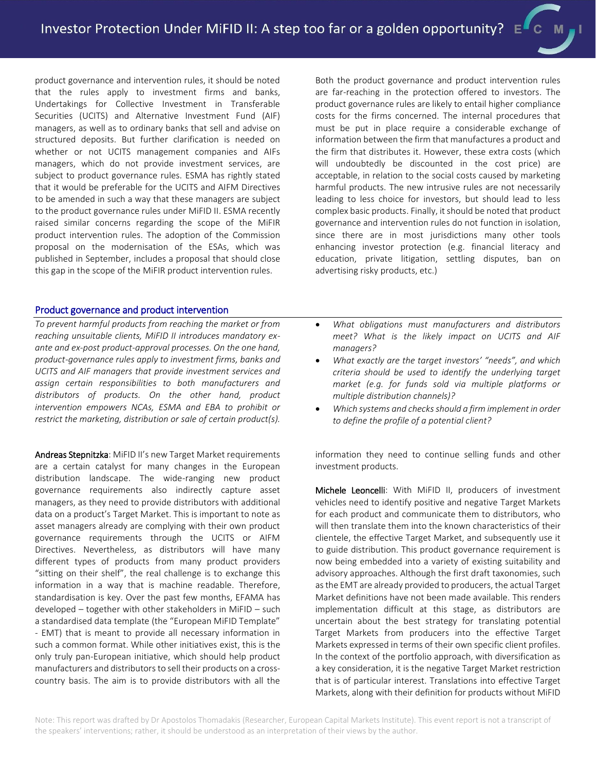product governance and intervention rules, it should be noted that the rules apply to investment firms and banks, Undertakings for Collective Investment in Transferable Securities (UCITS) and Alternative Investment Fund (AIF) managers, as well as to ordinary banks that sell and advise on structured deposits. But further clarification is needed on whether or not UCITS management companies and AIFs managers, which do not provide investment services, are subject to product governance rules. ESMA has rightly stated that it would be preferable for the UCITS and AIFM Directives to be amended in such a way that these managers are subject to the product governance rules under MiFID II. ESMA recently raised similar concerns regarding the scope of the MiFIR product intervention rules. The adoption of the Commission proposal on the modernisation of the ESAs, which was published in September, includes a proposal that should close this gap in the scope of the MiFIR product intervention rules.

Both the product governance and product intervention rules are far-reaching in the protection offered to investors. The product governance rules are likely to entail higher compliance costs for the firms concerned. The internal procedures that must be put in place require a considerable exchange of information between the firm that manufactures a product and the firm that distributes it. However, these extra costs (which will undoubtedly be discounted in the cost price) are acceptable, in relation to the social costs caused by marketing harmful products. The new intrusive rules are not necessarily leading to less choice for investors, but should lead to less complex basic products. Finally, it should be noted that product governance and intervention rules do not function in isolation, since there are in most jurisdictions many other tools enhancing investor protection (e.g. financial literacy and education, private litigation, settling disputes, ban on advertising risky products, etc.)

## Product governance and product intervention

*To prevent harmful products from reaching the market or from reaching unsuitable clients, MiFID II introduces mandatory ex-ante and ex-post product-approval processes. On the one hand, product-governance rules apply to investment firms, banks and UCITS and AIF managers that provide investment services and assign certain responsibilities to both manufacturers and distributors of products. On the other hand, product intervention empowers NCAs, ESMA and EBA to prohibit or restrict the marketing, distribution or sale of certain product(s).*

- *What obligations must manufacturers and distributors meet? What is the likely impact on UCITS and AIF managers?*
- *What exactly are the target investors' "needs", and which criteria should be used to identify the underlying target market (e.g. for funds sold via multiple platforms or multiple distribution channels)?*
- *Which systems and checks should a firm implement in order to define the profile of a potential client?*

**Andreas Stepnitzka**: MiFID II's new Target Market requirements are a certain catalyst for many changes in the European distribution landscape. The wide-ranging new product governance requirements also indirectly capture asset managers, as they need to provide distributors with additional data on a product's Target Market. This is important to note as asset managers already are complying with their own product governance requirements through the UCITS or AIFM Directives. Nevertheless, as distributors will have many different types of products from many product providers "sitting on their shelf", the real challenge is to exchange this information in a way that is machine readable. Therefore, standardisation is key. Over the past few months, EFAMA has developed – together with other stakeholders in MiFID – such a standardised data template (the "European MiFID Template" - EMT) that is meant to provide all necessary information in such a common format. While other initiatives exist, this is the only truly pan-European initiative, which should help product manufacturers and distributors to sell their products on a cross-country basis. The aim is to provide distributors with all the information they need to continue selling funds and other investment products.

**Michele Leoncelli**: With MiFID II, producers of investment vehicles need to identify positive and negative Target Markets for each product and communicate them to distributors, who will then translate them into the known characteristics of their clientele, the effective Target Market, and subsequently use it to guide distribution. This product governance requirement is now being embedded into a variety of existing suitability and advisory approaches. Although the first draft taxonomies, such as the EMT are already provided to producers, the actual Target Market definitions have not been made available. This renders implementation difficult at this stage, as distributors are uncertain about the best strategy for translating potential Target Markets from producers into the effective Target Markets expressed in terms of their own specific client profiles. In the context of the portfolio approach, with diversification as a key consideration, it is the negative Target Market restriction that is of particular interest. Translations into effective Target Markets, along with their definition for products without MiFID

Note: This report was drafted by Dr Apostolos Thomadakis (Researcher, European Capital Markets Institute). This event report is not a transcript of the speakers' interventions; rather, it should be understood as an interpretation of their views by the author.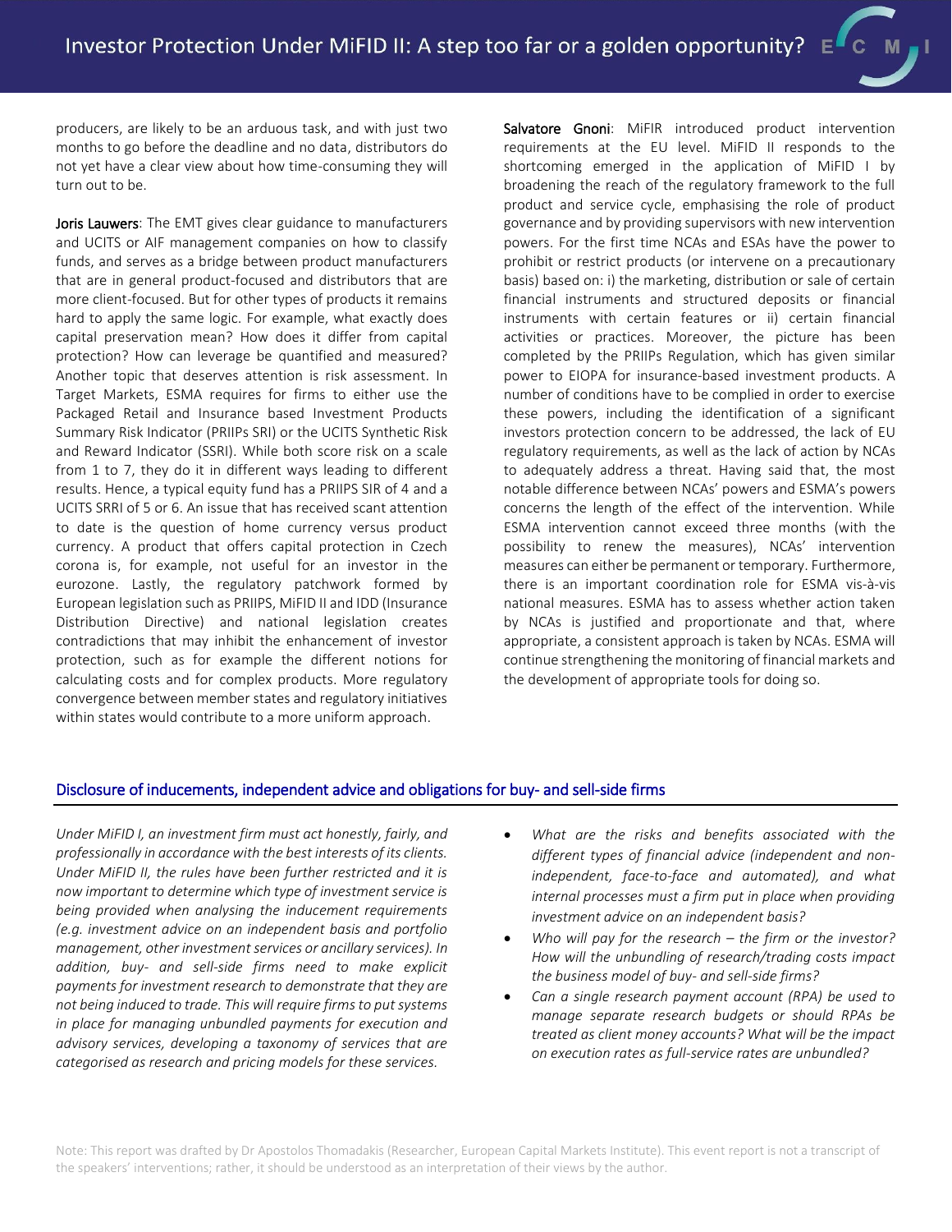producers, are likely to be an arduous task, and with just two months to go before the deadline and no data, distributors do not yet have a clear view about how time-consuming they will turn out to be.

Joris Lauwers: The EMT gives clear guidance to manufacturers and UCITS or AIF management companies on how to classify funds, and serves as a bridge between product manufacturers that are in general product-focused and distributors that are more client-focused. But for other types of products it remains hard to apply the same logic. For example, what exactly does capital preservation mean? How does it differ from capital protection? How can leverage be quantified and measured? Another topic that deserves attention is risk assessment. In Target Markets, ESMA requires for firms to either use the Packaged Retail and Insurance based Investment Products Summary Risk Indicator (PRIIPs SRI) or the UCITS Synthetic Risk and Reward Indicator (SSRI). While both score risk on a scale from 1 to 7, they do it in different ways leading to different results. Hence, a typical equity fund has a PRIIPS SIR of 4 and a UCITS SRRI of 5 or 6. An issue that has received scant attention to date is the question of home currency versus product currency. A product that offers capital protection in Czech corona is, for example, not useful for an investor in the eurozone. Lastly, the regulatory patchwork formed by European legislation such as PRIIPS, MiFID II and IDD (Insurance Distribution Directive) and national legislation creates contradictions that may inhibit the enhancement of investor protection, such as for example the different notions for calculating costs and for complex products. More regulatory convergence between member states and regulatory initiatives within states would contribute to a more uniform approach.

Salvatore Gnoni: MiFIR introduced product intervention requirements at the EU level. MiFID II responds to the shortcoming emerged in the application of MiFID I by broadening the reach of the regulatory framework to the full product and service cycle, emphasising the role of product governance and by providing supervisors with new intervention powers. For the first time NCAs and ESAs have the power to prohibit or restrict products (or intervene on a precautionary basis) based on: i) the marketing, distribution or sale of certain financial instruments and structured deposits or financial instruments with certain features or ii) certain financial activities or practices. Moreover, the picture has been completed by the PRIIPs Regulation, which has given similar power to EIOPA for insurance-based investment products. A number of conditions have to be complied in order to exercise these powers, including the identification of a significant investors protection concern to be addressed, the lack of EU regulatory requirements, as well as the lack of action by NCAs to adequately address a threat. Having said that, the most notable difference between NCAs' powers and ESMA's powers concerns the length of the effect of the intervention. While ESMA intervention cannot exceed three months (with the possibility to renew the measures), NCAs' intervention measures can either be permanent or temporary. Furthermore, there is an important coordination role for ESMA vis-à-vis national measures. ESMA has to assess whether action taken by NCAs is justified and proportionate and that, where appropriate, a consistent approach is taken by NCAs. ESMA will continue strengthening the monitoring of financial markets and the development of appropriate tools for doing so.

## Disclosure of inducements, independent advice and obligations for buy- and sell-side firms

*Under MiFID I, an investment firm must act honestly, fairly, and professionally in accordance with the best interests of its clients. Under MiFID II, the rules have been further restricted and it is now important to determine which type of investment service is being provided when analysing the inducement requirements (e.g. investment advice on an independent basis and portfolio management, other investment services or ancillary services). In addition, buy- and sell-side firms need to make explicit payments for investment research to demonstrate that they are not being induced to trade. This will require firms to put systems in place for managing unbundled payments for execution and advisory services, developing a taxonomy of services that are categorised as research and pricing models for these services.*

- *What are the risks and benefits associated with the different types of financial advice (independent and non-independent, face-to-face and automated), and what internal processes must a firm put in place when providing investment advice on an independent basis?*
- *Who will pay for the research – the firm or the investor? How will the unbundling of research/trading costs impact the business model of buy- and sell-side firms?*
- *Can a single research payment account (RPA) be used to manage separate research budgets or should RPAs be treated as client money accounts? What will be the impact on execution rates as full-service rates are unbundled?*

Note: This report was drafted by Dr Apostolos Thomadakis (Researcher, European Capital Markets Institute). This event report is not a transcript of the speakers' interventions; rather, it should be understood as an interpretation of their views by the author.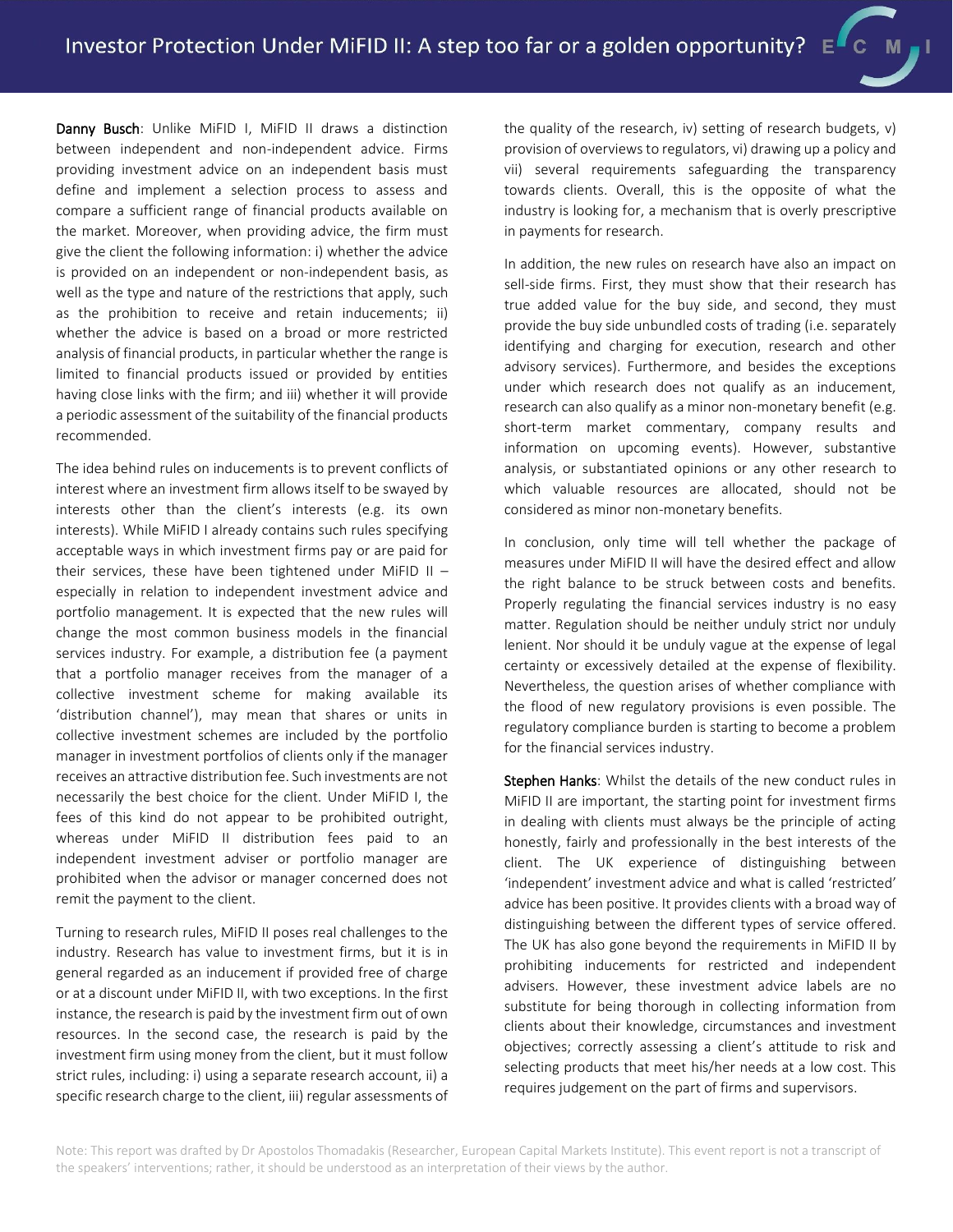**Danny Busch**: Unlike MiFID I, MiFID II draws a distinction between independent and non-independent advice. Firms providing investment advice on an independent basis must define and implement a selection process to assess and compare a sufficient range of financial products available on the market. Moreover, when providing advice, the firm must give the client the following information: i) whether the advice is provided on an independent or non-independent basis, as well as the type and nature of the restrictions that apply, such as the prohibition to receive and retain inducements; ii) whether the advice is based on a broad or more restricted analysis of financial products, in particular whether the range is limited to financial products issued or provided by entities having close links with the firm; and iii) whether it will provide a periodic assessment of the suitability of the financial products recommended.

The idea behind rules on inducements is to prevent conflicts of interest where an investment firm allows itself to be swayed by interests other than the client's interests (e.g. its own interests). While MiFID I already contains such rules specifying acceptable ways in which investment firms pay or are paid for their services, these have been tightened under MiFID II – especially in relation to independent investment advice and portfolio management. It is expected that the new rules will change the most common business models in the financial services industry. For example, a distribution fee (a payment that a portfolio manager receives from the manager of a collective investment scheme for making available its 'distribution channel'), may mean that shares or units in collective investment schemes are included by the portfolio manager in investment portfolios of clients only if the manager receives an attractive distribution fee. Such investments are not necessarily the best choice for the client. Under MiFID I, the fees of this kind do not appear to be prohibited outright, whereas under MiFID II distribution fees paid to an independent investment adviser or portfolio manager are prohibited when the advisor or manager concerned does not remit the payment to the client.

Turning to research rules, MiFID II poses real challenges to the industry. Research has value to investment firms, but it is in general regarded as an inducement if provided free of charge or at a discount under MiFID II, with two exceptions. In the first instance, the research is paid by the investment firm out of own resources. In the second case, the research is paid by the investment firm using money from the client, but it must follow strict rules, including: i) using a separate research account, ii) a specific research charge to the client, iii) regular assessments of the quality of the research, iv) setting of research budgets, v) provision of overviews to regulators, vi) drawing up a policy and vii) several requirements safeguarding the transparency towards clients. Overall, this is the opposite of what the industry is looking for, a mechanism that is overly prescriptive in payments for research.

In addition, the new rules on research have also an impact on sell-side firms. First, they must show that their research has true added value for the buy side, and second, they must provide the buy side unbundled costs of trading (i.e. separately identifying and charging for execution, research and other advisory services). Furthermore, and besides the exceptions under which research does not qualify as an inducement, research can also qualify as a minor non-monetary benefit (e.g. short-term market commentary, company results and information on upcoming events). However, substantive analysis, or substantiated opinions or any other research to which valuable resources are allocated, should not be considered as minor non-monetary benefits.

In conclusion, only time will tell whether the package of measures under MiFID II will have the desired effect and allow the right balance to be struck between costs and benefits. Properly regulating the financial services industry is no easy matter. Regulation should be neither unduly strict nor unduly lenient. Nor should it be unduly vague at the expense of legal certainty or excessively detailed at the expense of flexibility. Nevertheless, the question arises of whether compliance with the flood of new regulatory provisions is even possible. The regulatory compliance burden is starting to become a problem for the financial services industry.

**Stephen Hanks**: Whilst the details of the new conduct rules in MiFID II are important, the starting point for investment firms in dealing with clients must always be the principle of acting honestly, fairly and professionally in the best interests of the client. The UK experience of distinguishing between 'independent' investment advice and what is called 'restricted' advice has been positive. It provides clients with a broad way of distinguishing between the different types of service offered. The UK has also gone beyond the requirements in MiFID II by prohibiting inducements for restricted and independent advisers. However, these investment advice labels are no substitute for being thorough in collecting information from clients about their knowledge, circumstances and investment objectives; correctly assessing a client's attitude to risk and selecting products that meet his/her needs at a low cost. This requires judgement on the part of firms and supervisors.

Note: This report was drafted by Dr Apostolos Thomadakis (Researcher, European Capital Markets Institute). This event report is not a transcript of the speakers' interventions; rather, it should be understood as an interpretation of their views by the author.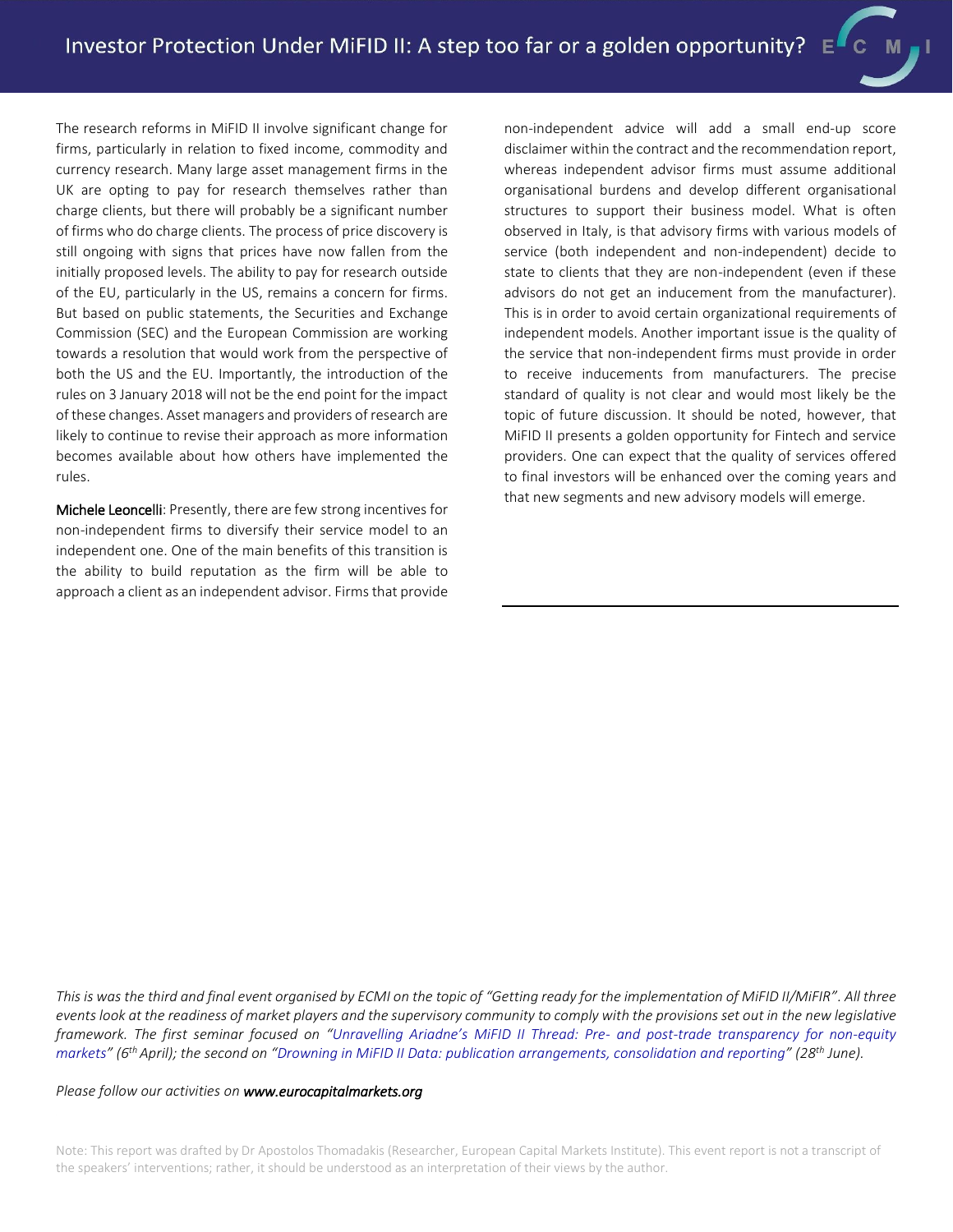The research reforms in MiFID II involve significant change for firms, particularly in relation to fixed income, commodity and currency research. Many large asset management firms in the UK are opting to pay for research themselves rather than charge clients, but there will probably be a significant number of firms who do charge clients. The process of price discovery is still ongoing with signs that prices have now fallen from the initially proposed levels. The ability to pay for research outside of the EU, particularly in the US, remains a concern for firms. But based on public statements, the Securities and Exchange Commission (SEC) and the European Commission are working towards a resolution that would work from the perspective of both the US and the EU. Importantly, the introduction of the rules on 3 January 2018 will not be the end point for the impact of these changes. Asset managers and providers of research are likely to continue to revise their approach as more information becomes available about how others have implemented the rules.

Michele Leoncelli: Presently, there are few strong incentives for non-independent firms to diversify their service model to an independent one. One of the main benefits of this transition is the ability to build reputation as the firm will be able to approach a client as an independent advisor. Firms that provide non-independent advice will add a small end-up score disclaimer within the contract and the recommendation report, whereas independent advisor firms must assume additional organisational burdens and develop different organisational structures to support their business model. What is often observed in Italy, is that advisory firms with various models of service (both independent and non-independent) decide to state to clients that they are non-independent (even if these advisors do not get an inducement from the manufacturer). This is in order to avoid certain organizational requirements of independent models. Another important issue is the quality of the service that non-independent firms must provide in order to receive inducements from manufacturers. The precise standard of quality is not clear and would most likely be the topic of future discussion. It should be noted, however, that MiFID II presents a golden opportunity for Fintech and service providers. One can expect that the quality of services offered to final investors will be enhanced over the coming years and that new segments and new advisory models will emerge.

---

*This is was the third and final event organised by ECMI on the topic of "Getting ready for the implementation of MiFID II/MiFIR". All three events look at the readiness of market players and the supervisory community to comply with the provisions set out in the new legislative framework. The first seminar focused on "Unravelling Ariadne's MiFID II Thread: Pre- and post-trade transparency for non-equity markets" (6th April); the second on "Drowning in MiFID II Data: publication arrangements, consolidation and reporting" (28th June).*

*Please follow our activities on* ***www.eurocapitalmarkets.org***

Note: This report was drafted by Dr Apostolos Thomadakis (Researcher, European Capital Markets Institute). This event report is not a transcript of the speakers' interventions; rather, it should be understood as an interpretation of their views by the author.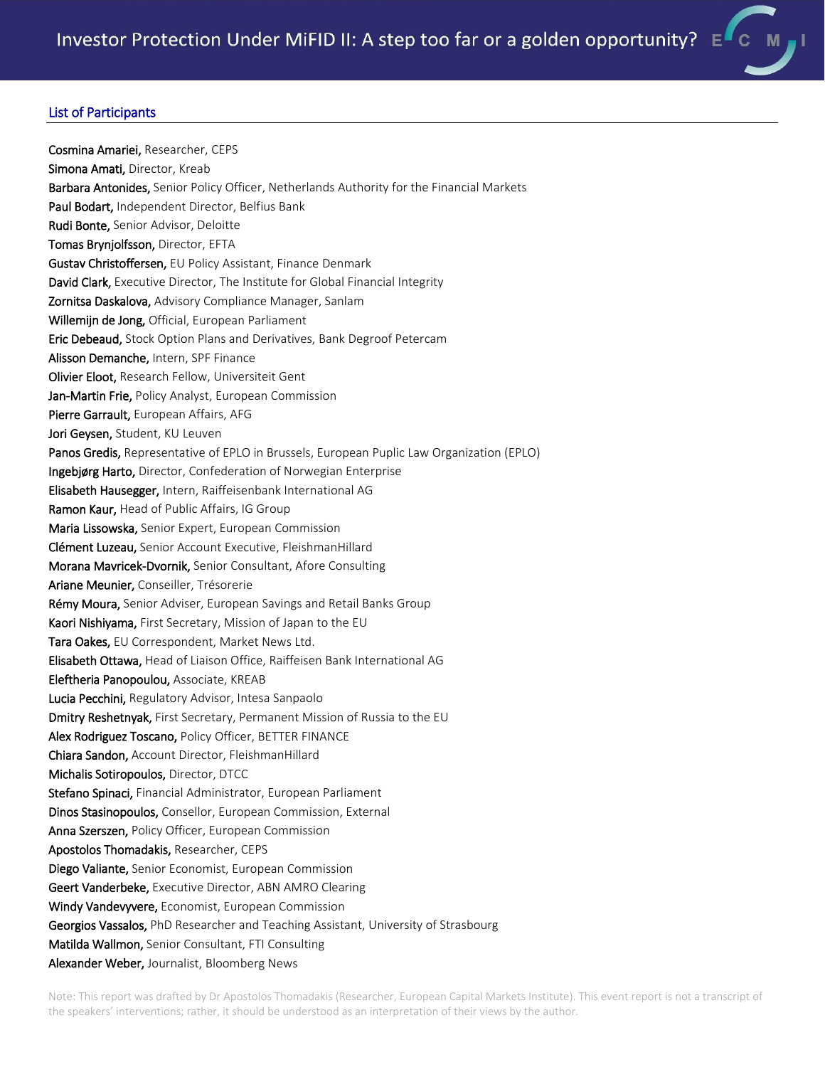## List of Participants

**Cosmina Amariei,** Researcher, CEPS
**Simona Amati,** Director, Kreab
**Barbara Antonides,** Senior Policy Officer, Netherlands Authority for the Financial Markets
**Paul Bodart,** Independent Director, Belfius Bank
**Rudi Bonte,** Senior Advisor, Deloitte
**Tomas Brynjolfsson,** Director, EFTA
**Gustav Christoffersen,** EU Policy Assistant, Finance Denmark
**David Clark,** Executive Director, The Institute for Global Financial Integrity
**Zornitsa Daskalova,** Advisory Compliance Manager, Sanlam
**Willemijn de Jong,** Official, European Parliament
**Eric Debeaud,** Stock Option Plans and Derivatives, Bank Degroof Petercam
**Alisson Demanche,** Intern, SPF Finance
**Olivier Eloot,** Research Fellow, Universiteit Gent
**Jan-Martin Frie,** Policy Analyst, European Commission
**Pierre Garrault,** European Affairs, AFG
**Jori Geysen,** Student, KU Leuven
**Panos Gredis,** Representative of EPLO in Brussels, European Puplic Law Organization (EPLO)
**Ingebjørg Harto,** Director, Confederation of Norwegian Enterprise
**Elisabeth Hausegger,** Intern, Raiffeisenbank International AG
**Ramon Kaur,** Head of Public Affairs, IG Group
**Maria Lissowska,** Senior Expert, European Commission
**Clément Luzeau,** Senior Account Executive, FleishmanHillard
**Morana Mavricek-Dvornik,** Senior Consultant, Afore Consulting
**Ariane Meunier,** Conseiller, Trésorerie
**Rémy Moura,** Senior Adviser, European Savings and Retail Banks Group
**Kaori Nishiyama,** First Secretary, Mission of Japan to the EU
**Tara Oakes,** EU Correspondent, Market News Ltd.
**Elisabeth Ottawa,** Head of Liaison Office, Raiffeisen Bank International AG
**Eleftheria Panopoulou,** Associate, KREAB
**Lucia Pecchini,** Regulatory Advisor, Intesa Sanpaolo
**Dmitry Reshetnyak,** First Secretary, Permanent Mission of Russia to the EU
**Alex Rodriguez Toscano,** Policy Officer, BETTER FINANCE
**Chiara Sandon,** Account Director, FleishmanHillard
**Michalis Sotiropoulos,** Director, DTCC
**Stefano Spinaci,** Financial Administrator, European Parliament
**Dinos Stasinopoulos,** Consellor, European Commission, External
**Anna Szerszen,** Policy Officer, European Commission
**Apostolos Thomadakis,** Researcher, CEPS
**Diego Valiante,** Senior Economist, European Commission
**Geert Vanderbeke,** Executive Director, ABN AMRO Clearing
**Windy Vandevyvere,** Economist, European Commission
**Georgios Vassalos,** PhD Researcher and Teaching Assistant, University of Strasbourg
**Matilda Wallmon,** Senior Consultant, FTI Consulting
**Alexander Weber,** Journalist, Bloomberg News

Note: This report was drafted by Dr Apostolos Thomadakis (Researcher, European Capital Markets Institute). This event report is not a transcript of the speakers' interventions; rather, it should be understood as an interpretation of their views by the author.